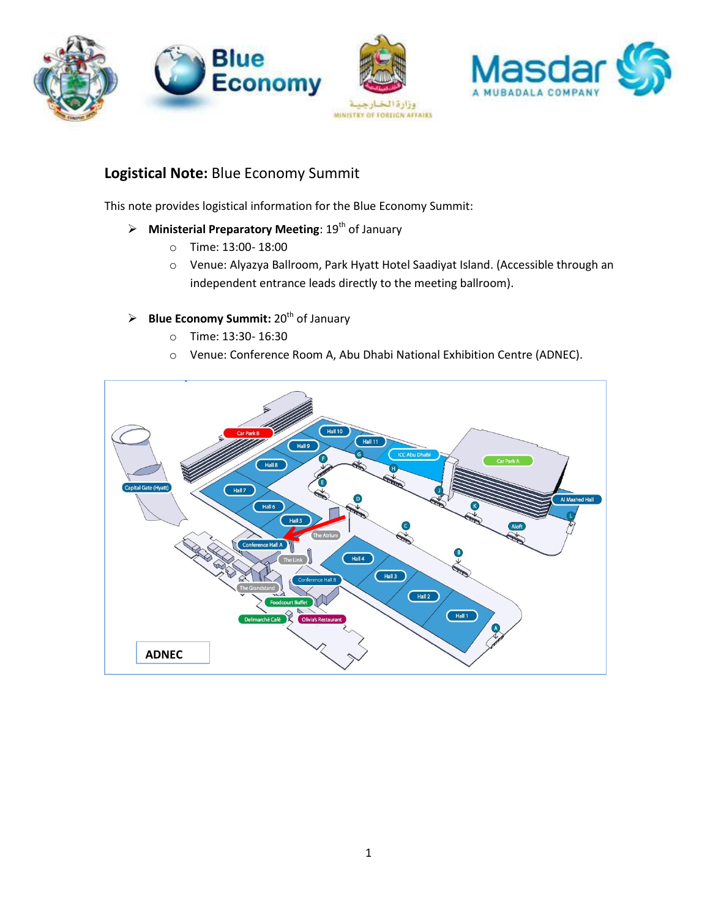**Logistical Note:** Blue Economy Summit

This note provides logistical information for the Blue Economy Summit:

- **Ministerial Preparatory Meeting**: 19th of January
  - Time: 13:00- 18:00
  - Venue: Alyazya Ballroom, Park Hyatt Hotel Saadiyat Island. (Accessible through an independent entrance leads directly to the meeting ballroom).

- **Blue Economy Summit:** 20th of January
  - Time: 13:30- 16:30
  - Venue: Conference Room A, Abu Dhabi National Exhibition Centre (ADNEC).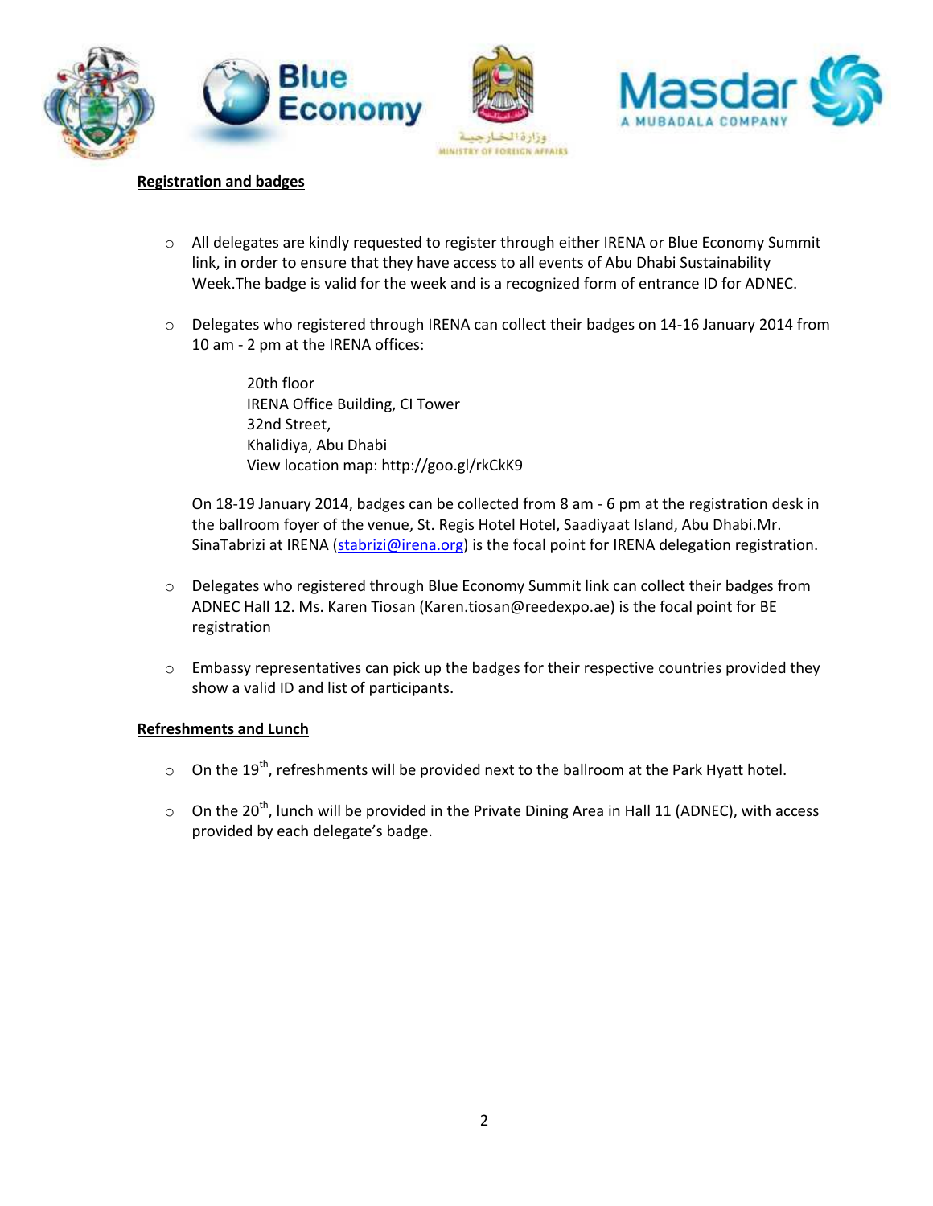**Registration and badges**

- All delegates are kindly requested to register through either IRENA or Blue Economy Summit link, in order to ensure that they have access to all events of Abu Dhabi Sustainability Week.The badge is valid for the week and is a recognized form of entrance ID for ADNEC.

- Delegates who registered through IRENA can collect their badges on 14-16 January 2014 from 10 am - 2 pm at the IRENA offices:

  20th floor
  IRENA Office Building, CI Tower
  32nd Street,
  Khalidiya, Abu Dhabi
  View location map: http://goo.gl/rkCkK9

  On 18-19 January 2014, badges can be collected from 8 am - 6 pm at the registration desk in the ballroom foyer of the venue, St. Regis Hotel Hotel, Saadiyaat Island, Abu Dhabi.Mr. SinaTabrizi at IRENA (stabrizi@irena.org) is the focal point for IRENA delegation registration.

- Delegates who registered through Blue Economy Summit link can collect their badges from ADNEC Hall 12. Ms. Karen Tiosan (Karen.tiosan@reedexpo.ae) is the focal point for BE registration

- Embassy representatives can pick up the badges for their respective countries provided they show a valid ID and list of participants.

**Refreshments and Lunch**

- On the 19th, refreshments will be provided next to the ballroom at the Park Hyatt hotel.

- On the 20th, lunch will be provided in the Private Dining Area in Hall 11 (ADNEC), with access provided by each delegate's badge.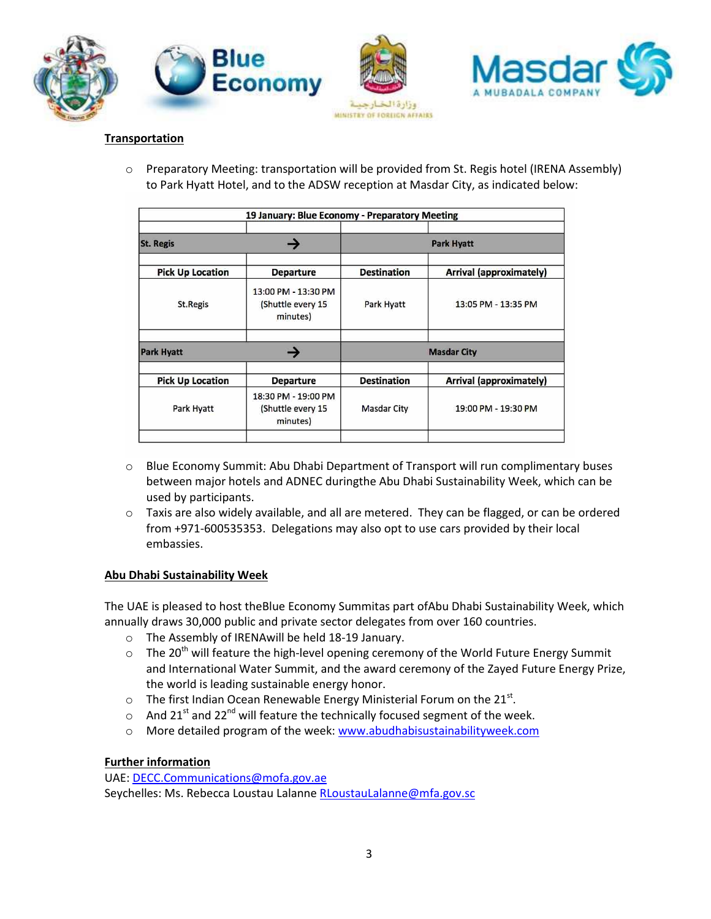**Transportation**

- Preparatory Meeting: transportation will be provided from St. Regis hotel (IRENA Assembly) to Park Hyatt Hotel, and to the ADSW reception at Masdar City, as indicated below:

| 19 January: Blue Economy - Preparatory Meeting | | | |
|---|---|---|---|
| | | | |
| **St. Regis** | → | **Park Hyatt** | |
| | | | |
| **Pick Up Location** | **Departure** | **Destination** | **Arrival (approximately)** |
| St.Regis | 13:00 PM - 13:30 PM (Shuttle every 15 minutes) | Park Hyatt | 13:05 PM - 13:35 PM |
| | | | |
| **Park Hyatt** | → | **Masdar City** | |
| | | | |
| **Pick Up Location** | **Departure** | **Destination** | **Arrival (approximately)** |
| Park Hyatt | 18:30 PM - 19:00 PM (Shuttle every 15 minutes) | Masdar City | 19:00 PM - 19:30 PM |
| | | | |

- Blue Economy Summit: Abu Dhabi Department of Transport will run complimentary buses between major hotels and ADNEC duringthe Abu Dhabi Sustainability Week, which can be used by participants.
- Taxis are also widely available, and all are metered. They can be flagged, or can be ordered from +971-600535353. Delegations may also opt to use cars provided by their local embassies.

**Abu Dhabi Sustainability Week**

The UAE is pleased to host theBlue Economy Summitas part ofAbu Dhabi Sustainability Week, which annually draws 30,000 public and private sector delegates from over 160 countries.

- The Assembly of IRENAwill be held 18-19 January.
- The 20th will feature the high-level opening ceremony of the World Future Energy Summit and International Water Summit, and the award ceremony of the Zayed Future Energy Prize, the world is leading sustainable energy honor.
- The first Indian Ocean Renewable Energy Ministerial Forum on the 21st.
- And 21st and 22nd will feature the technically focused segment of the week.
- More detailed program of the week: www.abudhabisustainabilityweek.com

**Further information**

UAE: DECC.Communications@mofa.gov.ae
Seychelles: Ms. Rebecca Loustau Lalanne RLoustauLalanne@mfa.gov.sc